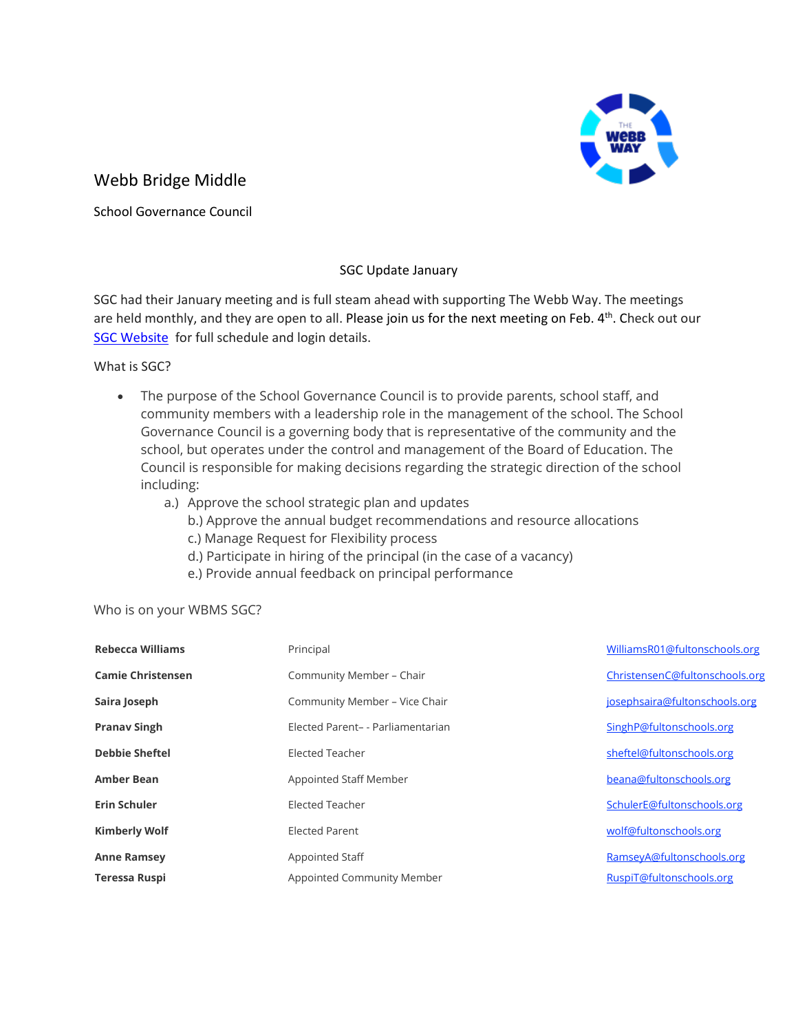# Webb Bridge Middle

School Governance Council

SGC Update January

SGC had their January meeting and is full steam ahead with supporting The Webb Way. The meetings are held monthly, and they are open to all. Please join us for the next meeting on Feb. 4th. Check out our [SGC Website](#) for full schedule and login details.

What is SGC?

- The purpose of the School Governance Council is to provide parents, school staff, and community members with a leadership role in the management of the school. The School Governance Council is a governing body that is representative of the community and the school, but operates under the control and management of the Board of Education. The Council is responsible for making decisions regarding the strategic direction of the school including:
    a.) Approve the school strategic plan and updates
    b.) Approve the annual budget recommendations and resource allocations
    c.) Manage Request for Flexibility process
    d.) Participate in hiring of the principal (in the case of a vacancy)
    e.) Provide annual feedback on principal performance

Who is on your WBMS SGC?

| | | |
|---|---|---|
| **Rebecca Williams** | Principal | WilliamsR01@fultonschools.org |
| **Camie Christensen** | Community Member – Chair | ChristensenC@fultonschools.org |
| **Saira Joseph** | Community Member – Vice Chair | josephsaira@fultonschools.org |
| **Pranav Singh** | Elected Parent– - Parliamentarian | SinghP@fultonschools.org |
| **Debbie Sheftel** | Elected Teacher | sheftel@fultonschools.org |
| **Amber Bean** | Appointed Staff Member | beana@fultonschools.org |
| **Erin Schuler** | Elected Teacher | SchulerE@fultonschools.org |
| **Kimberly Wolf** | Elected Parent | wolf@fultonschools.org |
| **Anne Ramsey** | Appointed Staff | RamseyA@fultonschools.org |
| **Teressa Ruspi** | Appointed Community Member | RuspiT@fultonschools.org |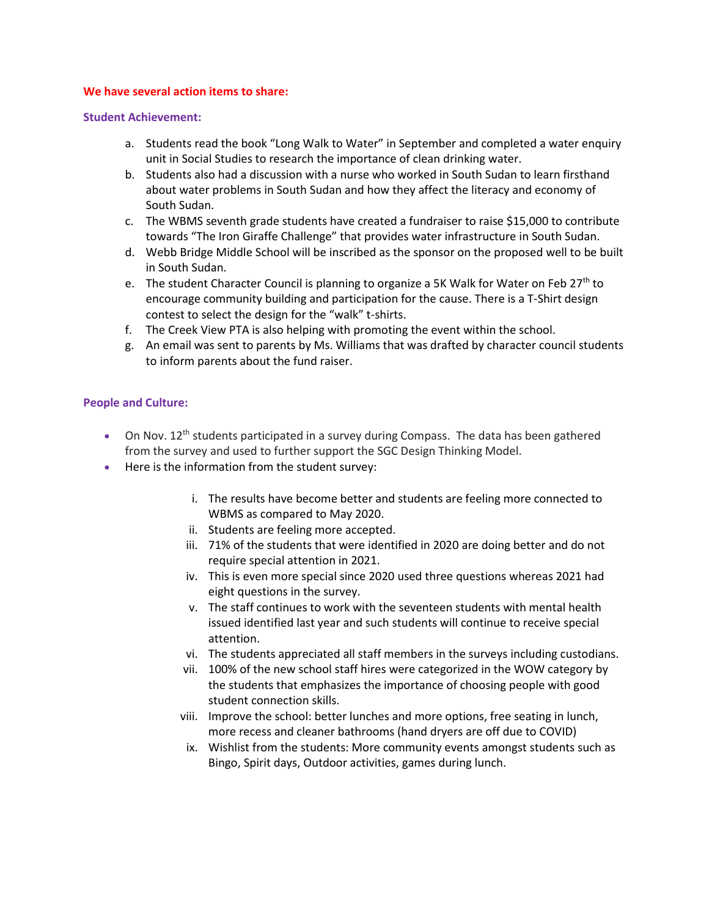**We have several action items to share:**

**Student Achievement:**

a. Students read the book "Long Walk to Water" in September and completed a water enquiry unit in Social Studies to research the importance of clean drinking water.
b. Students also had a discussion with a nurse who worked in South Sudan to learn firsthand about water problems in South Sudan and how they affect the literacy and economy of South Sudan.
c. The WBMS seventh grade students have created a fundraiser to raise $15,000 to contribute towards "The Iron Giraffe Challenge" that provides water infrastructure in South Sudan.
d. Webb Bridge Middle School will be inscribed as the sponsor on the proposed well to be built in South Sudan.
e. The student Character Council is planning to organize a 5K Walk for Water on Feb 27th to encourage community building and participation for the cause. There is a T-Shirt design contest to select the design for the "walk" t-shirts.
f. The Creek View PTA is also helping with promoting the event within the school.
g. An email was sent to parents by Ms. Williams that was drafted by character council students to inform parents about the fund raiser.

**People and Culture:**

- On Nov. 12th students participated in a survey during Compass. The data has been gathered from the survey and used to further support the SGC Design Thinking Model.
- Here is the information from the student survey:

  i. The results have become better and students are feeling more connected to WBMS as compared to May 2020.
  ii. Students are feeling more accepted.
  iii. 71% of the students that were identified in 2020 are doing better and do not require special attention in 2021.
  iv. This is even more special since 2020 used three questions whereas 2021 had eight questions in the survey.
  v. The staff continues to work with the seventeen students with mental health issued identified last year and such students will continue to receive special attention.
  vi. The students appreciated all staff members in the surveys including custodians.
  vii. 100% of the new school staff hires were categorized in the WOW category by the students that emphasizes the importance of choosing people with good student connection skills.
  viii. Improve the school: better lunches and more options, free seating in lunch, more recess and cleaner bathrooms (hand dryers are off due to COVID)
  ix. Wishlist from the students: More community events amongst students such as Bingo, Spirit days, Outdoor activities, games during lunch.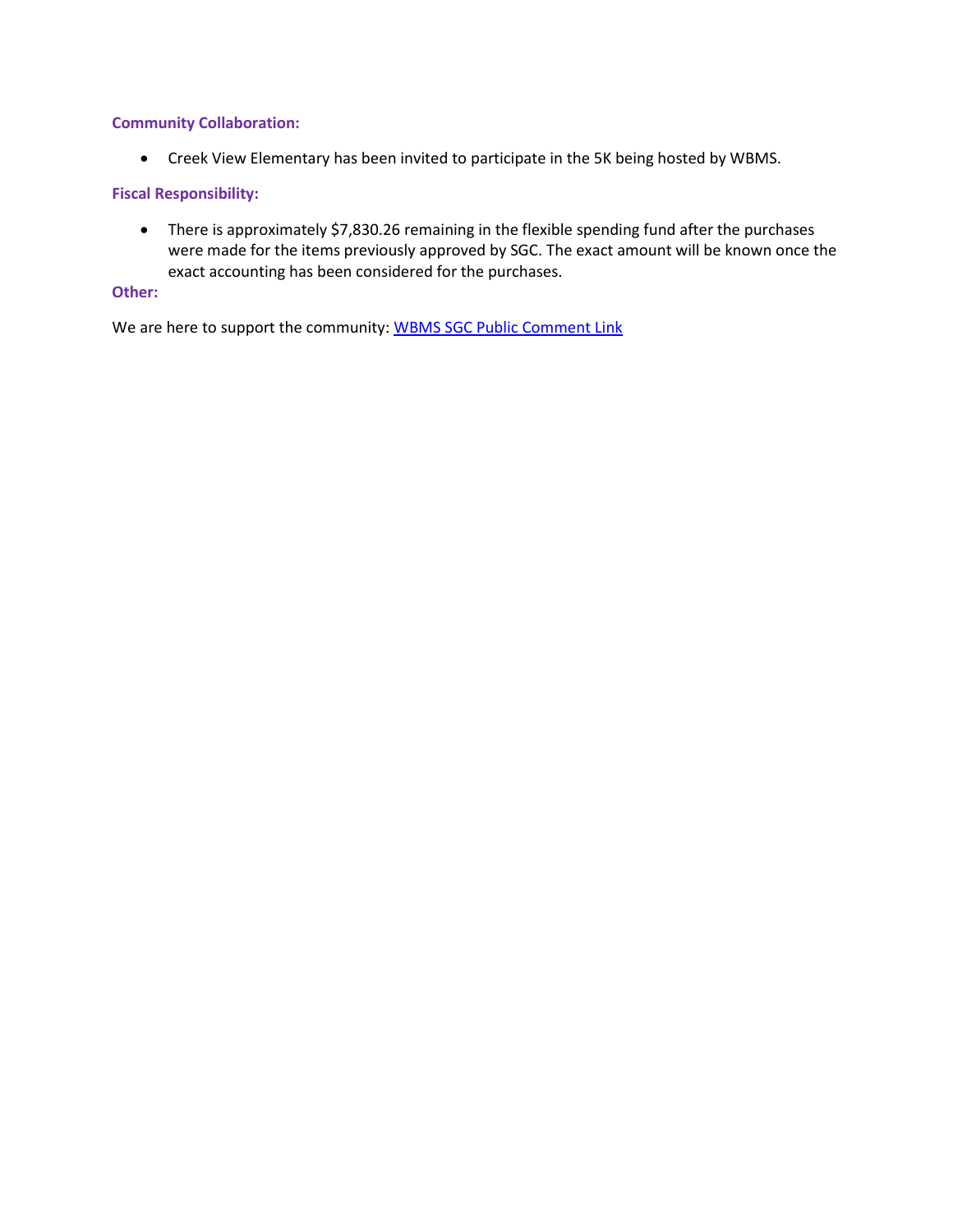**Community Collaboration:**

- Creek View Elementary has been invited to participate in the 5K being hosted by WBMS.

**Fiscal Responsibility:**

- There is approximately $7,830.26 remaining in the flexible spending fund after the purchases were made for the items previously approved by SGC. The exact amount will be known once the exact accounting has been considered for the purchases.

**Other:**

We are here to support the community: [WBMS SGC Public Comment Link]